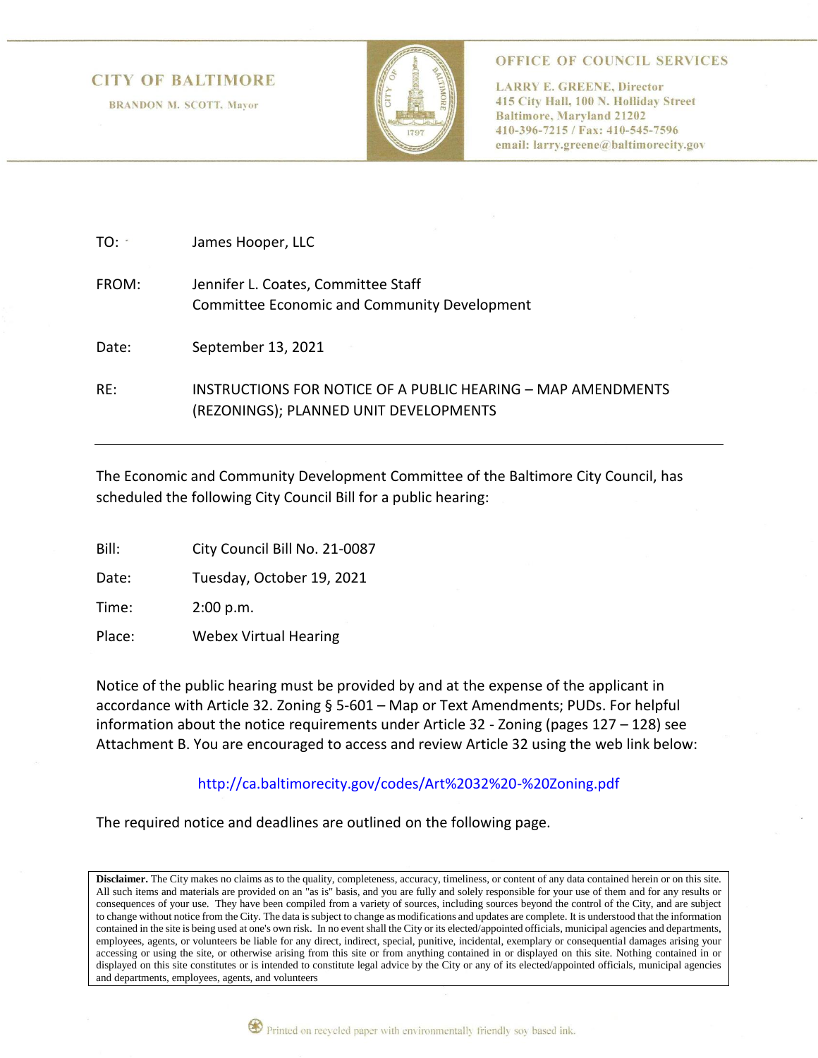**CITY OF BALTIMORE**

BRANDON M. SCOTT, Mayor

**OFFICE OF COUNCIL SERVICES**

LARRY E. GREENE, Director
415 City Hall, 100 N. Holliday Street
Baltimore, Maryland 21202
410-396-7215 / Fax: 410-545-7596
email: larry.greene@baltimorecity.gov

TO: James Hooper, LLC

FROM: Jennifer L. Coates, Committee Staff
Committee Economic and Community Development

Date: September 13, 2021

RE: INSTRUCTIONS FOR NOTICE OF A PUBLIC HEARING – MAP AMENDMENTS (REZONINGS); PLANNED UNIT DEVELOPMENTS

---

The Economic and Community Development Committee of the Baltimore City Council, has scheduled the following City Council Bill for a public hearing:

Bill: City Council Bill No. 21-0087

Date: Tuesday, October 19, 2021

Time: 2:00 p.m.

Place: Webex Virtual Hearing

Notice of the public hearing must be provided by and at the expense of the applicant in accordance with Article 32. Zoning § 5-601 – Map or Text Amendments; PUDs. For helpful information about the notice requirements under Article 32 - Zoning (pages 127 – 128) see Attachment B. You are encouraged to access and review Article 32 using the web link below:

http://ca.baltimorecity.gov/codes/Art%2032%20-%20Zoning.pdf

The required notice and deadlines are outlined on the following page.

**Disclaimer.** The City makes no claims as to the quality, completeness, accuracy, timeliness, or content of any data contained herein or on this site. All such items and materials are provided on an "as is" basis, and you are fully and solely responsible for your use of them and for any results or consequences of your use. They have been compiled from a variety of sources, including sources beyond the control of the City, and are subject to change without notice from the City. The data is subject to change as modifications and updates are complete. It is understood that the information contained in the site is being used at one's own risk. In no event shall the City or its elected/appointed officials, municipal agencies and departments, employees, agents, or volunteers be liable for any direct, indirect, special, punitive, incidental, exemplary or consequential damages arising your accessing or using the site, or otherwise arising from this site or from anything contained in or displayed on this site. Nothing contained in or displayed on this site constitutes or is intended to constitute legal advice by the City or any of its elected/appointed officials, municipal agencies and departments, employees, agents, and volunteers

Printed on recycled paper with environmentally friendly soy based ink.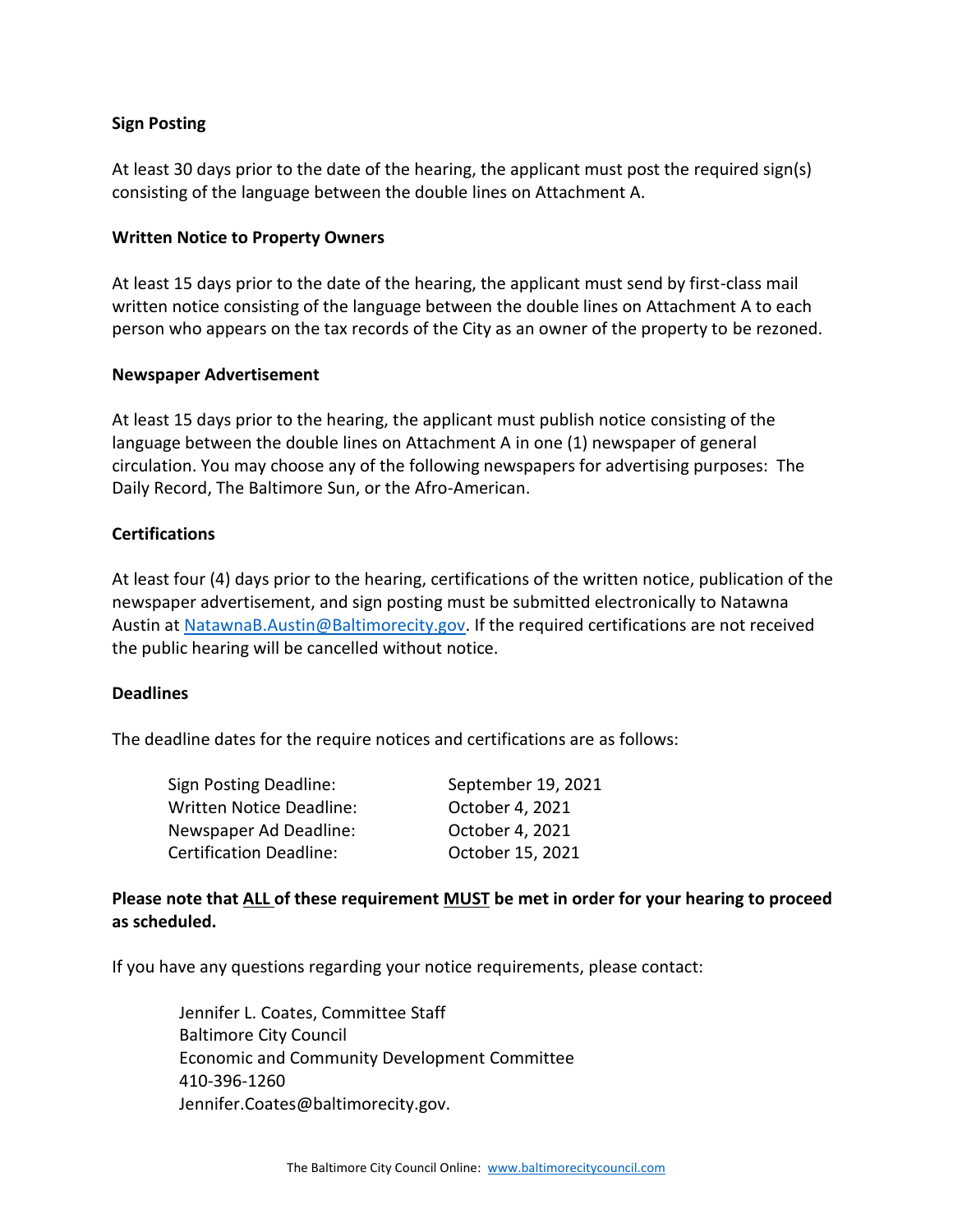**Sign Posting**

At least 30 days prior to the date of the hearing, the applicant must post the required sign(s) consisting of the language between the double lines on Attachment A.

**Written Notice to Property Owners**

At least 15 days prior to the date of the hearing, the applicant must send by first-class mail written notice consisting of the language between the double lines on Attachment A to each person who appears on the tax records of the City as an owner of the property to be rezoned.

**Newspaper Advertisement**

At least 15 days prior to the hearing, the applicant must publish notice consisting of the language between the double lines on Attachment A in one (1) newspaper of general circulation. You may choose any of the following newspapers for advertising purposes: The Daily Record, The Baltimore Sun, or the Afro-American.

**Certifications**

At least four (4) days prior to the hearing, certifications of the written notice, publication of the newspaper advertisement, and sign posting must be submitted electronically to Natawna Austin at NatawnaB.Austin@Baltimorecity.gov. If the required certifications are not received the public hearing will be cancelled without notice.

**Deadlines**

The deadline dates for the require notices and certifications are as follows:

| | |
|---|---|
| Sign Posting Deadline: | September 19, 2021 |
| Written Notice Deadline: | October 4, 2021 |
| Newspaper Ad Deadline: | October 4, 2021 |
| Certification Deadline: | October 15, 2021 |

**Please note that ALL of these requirement MUST be met in order for your hearing to proceed as scheduled.**

If you have any questions regarding your notice requirements, please contact:

Jennifer L. Coates, Committee Staff
Baltimore City Council
Economic and Community Development Committee
410-396-1260
Jennifer.Coates@baltimorecity.gov.

The Baltimore City Council Online: www.baltimorecitycouncil.com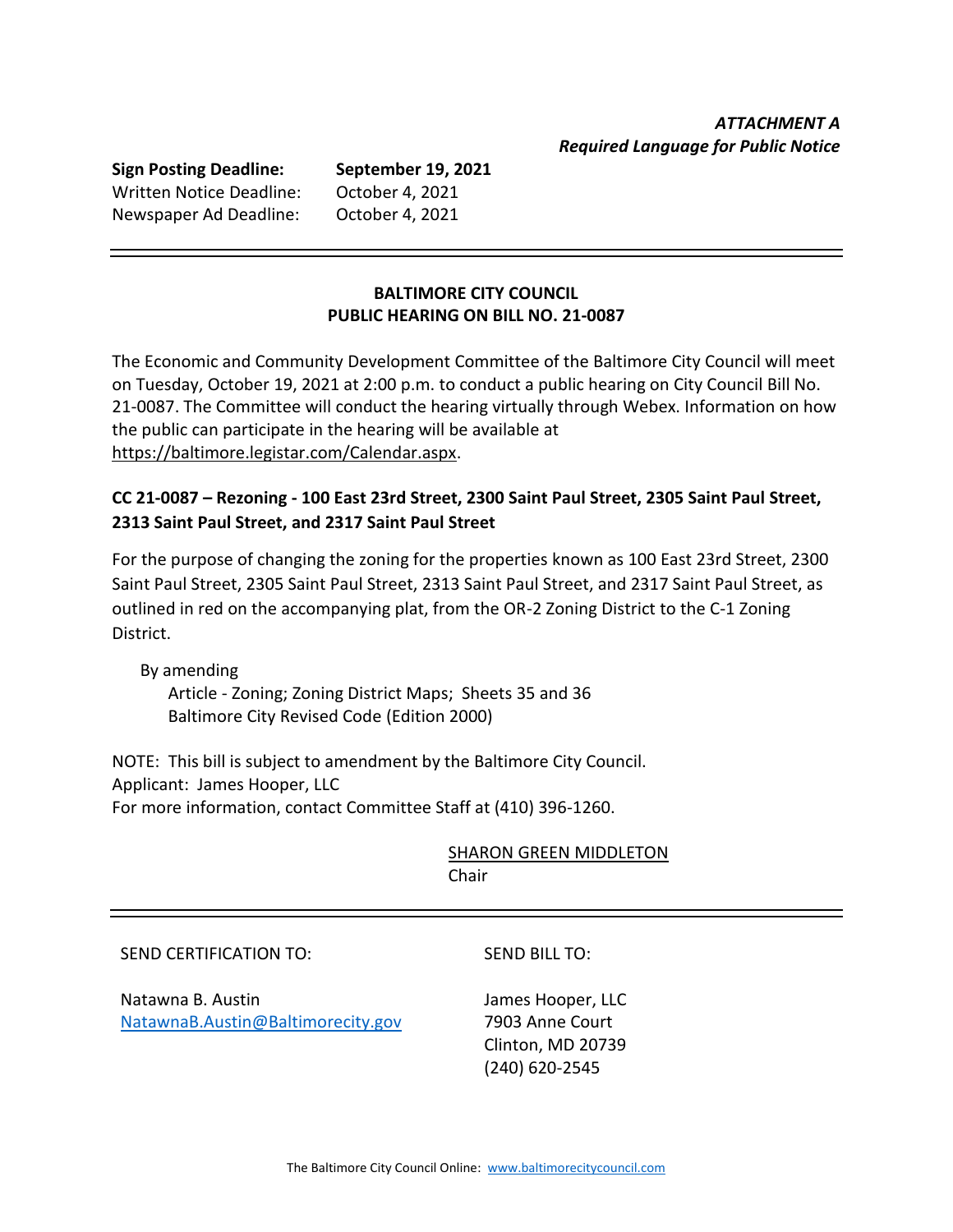***ATTACHMENT A***
***Required Language for Public Notice***

**Sign Posting Deadline:** **September 19, 2021**
Written Notice Deadline: October 4, 2021
Newspaper Ad Deadline: October 4, 2021

---

**BALTIMORE CITY COUNCIL**
**PUBLIC HEARING ON BILL NO. 21-0087**

The Economic and Community Development Committee of the Baltimore City Council will meet on Tuesday, October 19, 2021 at 2:00 p.m. to conduct a public hearing on City Council Bill No. 21-0087. The Committee will conduct the hearing virtually through Webex. Information on how the public can participate in the hearing will be available at https://baltimore.legistar.com/Calendar.aspx.

**CC 21-0087 – Rezoning - 100 East 23rd Street, 2300 Saint Paul Street, 2305 Saint Paul Street, 2313 Saint Paul Street, and 2317 Saint Paul Street**

For the purpose of changing the zoning for the properties known as 100 East 23rd Street, 2300 Saint Paul Street, 2305 Saint Paul Street, 2313 Saint Paul Street, and 2317 Saint Paul Street, as outlined in red on the accompanying plat, from the OR-2 Zoning District to the C-1 Zoning District.

By amending
Article - Zoning; Zoning District Maps; Sheets 35 and 36
Baltimore City Revised Code (Edition 2000)

NOTE: This bill is subject to amendment by the Baltimore City Council.
Applicant: James Hooper, LLC
For more information, contact Committee Staff at (410) 396-1260.

SHARON GREEN MIDDLETON
Chair

---

SEND CERTIFICATION TO:

Natawna B. Austin
NatawnaB.Austin@Baltimorecity.gov

SEND BILL TO:

James Hooper, LLC
7903 Anne Court
Clinton, MD 20739
(240) 620-2545

The Baltimore City Council Online: www.baltimorecitycouncil.com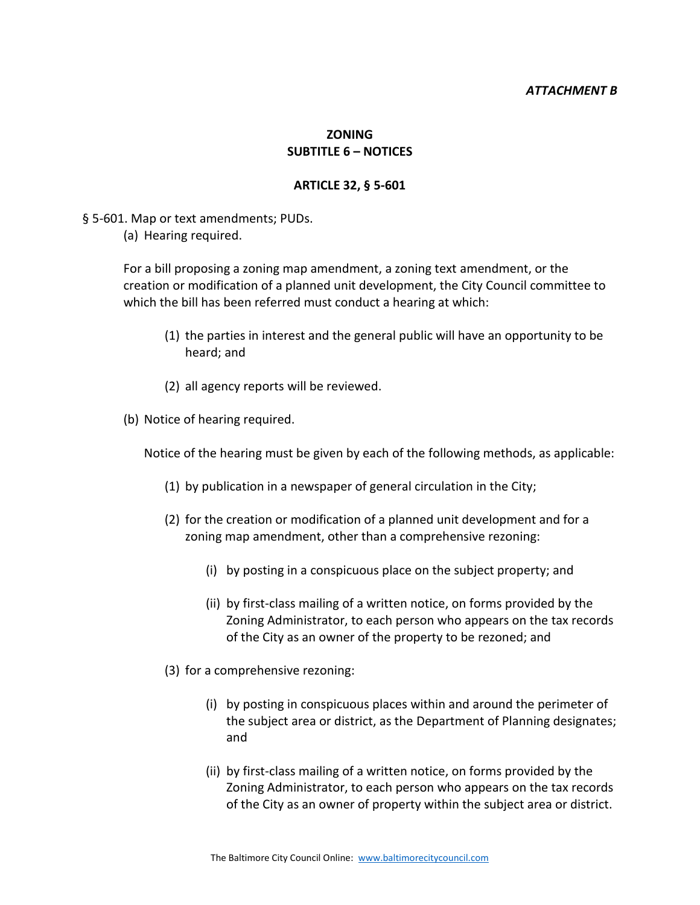*ATTACHMENT B*

**ZONING**
**SUBTITLE 6 – NOTICES**

**ARTICLE 32, § 5-601**

§ 5-601. Map or text amendments; PUDs.

(a) Hearing required.

For a bill proposing a zoning map amendment, a zoning text amendment, or the creation or modification of a planned unit development, the City Council committee to which the bill has been referred must conduct a hearing at which:

(1) the parties in interest and the general public will have an opportunity to be heard; and

(2) all agency reports will be reviewed.

(b) Notice of hearing required.

Notice of the hearing must be given by each of the following methods, as applicable:

(1) by publication in a newspaper of general circulation in the City;

(2) for the creation or modification of a planned unit development and for a zoning map amendment, other than a comprehensive rezoning:

(i) by posting in a conspicuous place on the subject property; and

(ii) by first-class mailing of a written notice, on forms provided by the Zoning Administrator, to each person who appears on the tax records of the City as an owner of the property to be rezoned; and

(3) for a comprehensive rezoning:

(i) by posting in conspicuous places within and around the perimeter of the subject area or district, as the Department of Planning designates; and

(ii) by first-class mailing of a written notice, on forms provided by the Zoning Administrator, to each person who appears on the tax records of the City as an owner of property within the subject area or district.

The Baltimore City Council Online: www.baltimorecitycouncil.com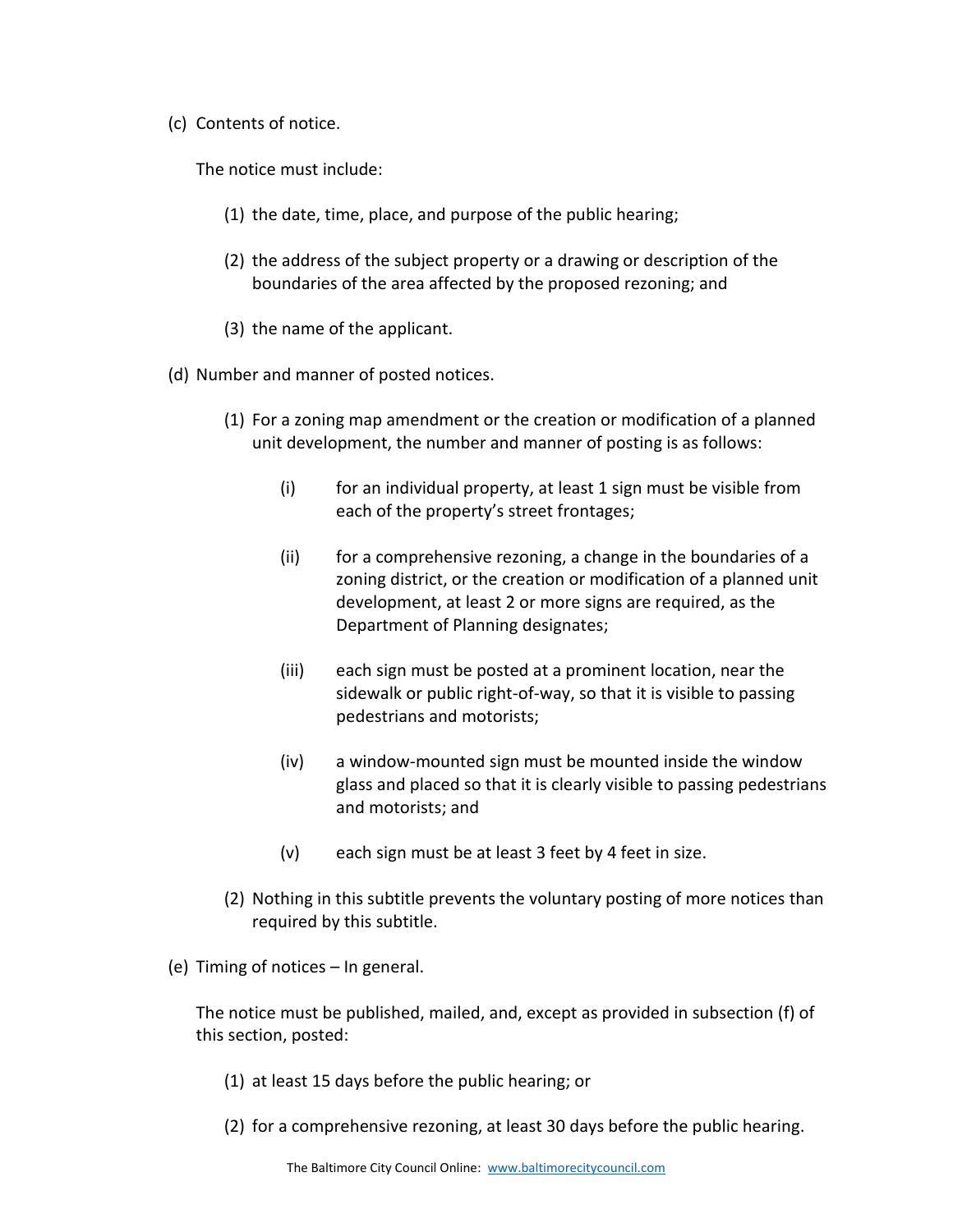(c) Contents of notice.

The notice must include:

(1) the date, time, place, and purpose of the public hearing;

(2) the address of the subject property or a drawing or description of the boundaries of the area affected by the proposed rezoning; and

(3) the name of the applicant.

(d) Number and manner of posted notices.

(1) For a zoning map amendment or the creation or modification of a planned unit development, the number and manner of posting is as follows:

(i) for an individual property, at least 1 sign must be visible from each of the property's street frontages;

(ii) for a comprehensive rezoning, a change in the boundaries of a zoning district, or the creation or modification of a planned unit development, at least 2 or more signs are required, as the Department of Planning designates;

(iii) each sign must be posted at a prominent location, near the sidewalk or public right-of-way, so that it is visible to passing pedestrians and motorists;

(iv) a window-mounted sign must be mounted inside the window glass and placed so that it is clearly visible to passing pedestrians and motorists; and

(v) each sign must be at least 3 feet by 4 feet in size.

(2) Nothing in this subtitle prevents the voluntary posting of more notices than required by this subtitle.

(e) Timing of notices – In general.

The notice must be published, mailed, and, except as provided in subsection (f) of this section, posted:

(1) at least 15 days before the public hearing; or

(2) for a comprehensive rezoning, at least 30 days before the public hearing.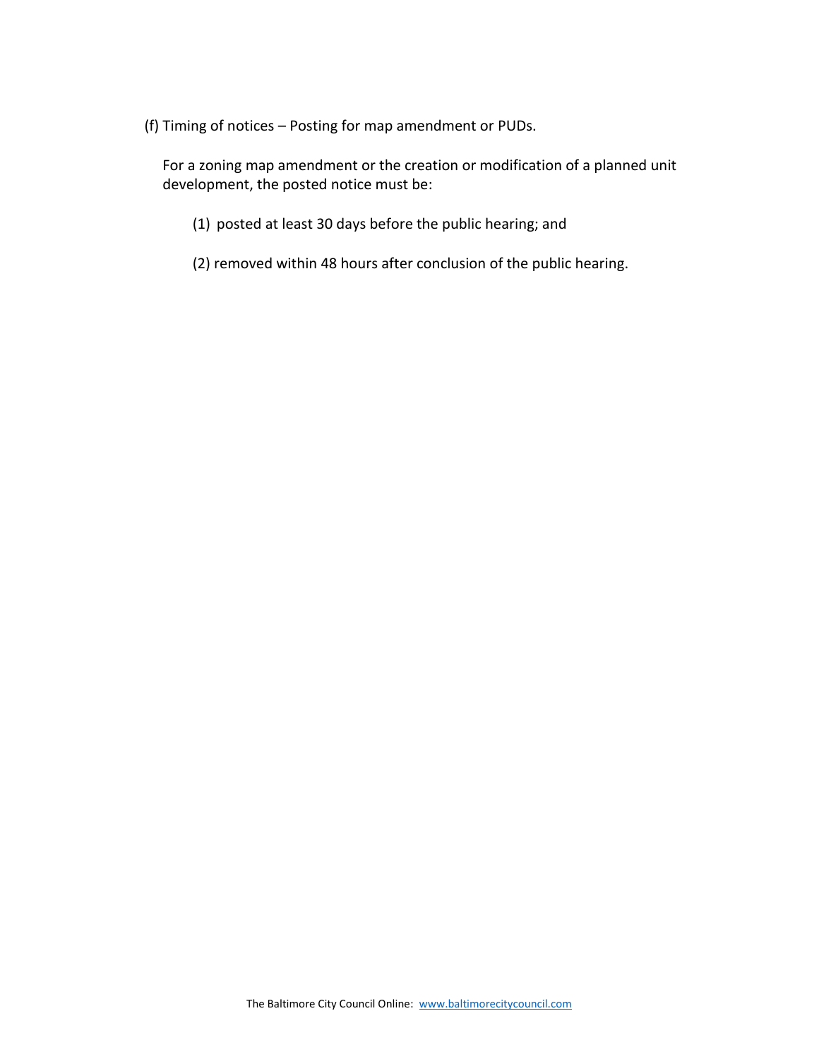(f) Timing of notices – Posting for map amendment or PUDs.

For a zoning map amendment or the creation or modification of a planned unit development, the posted notice must be:

(1) posted at least 30 days before the public hearing; and

(2) removed within 48 hours after conclusion of the public hearing.